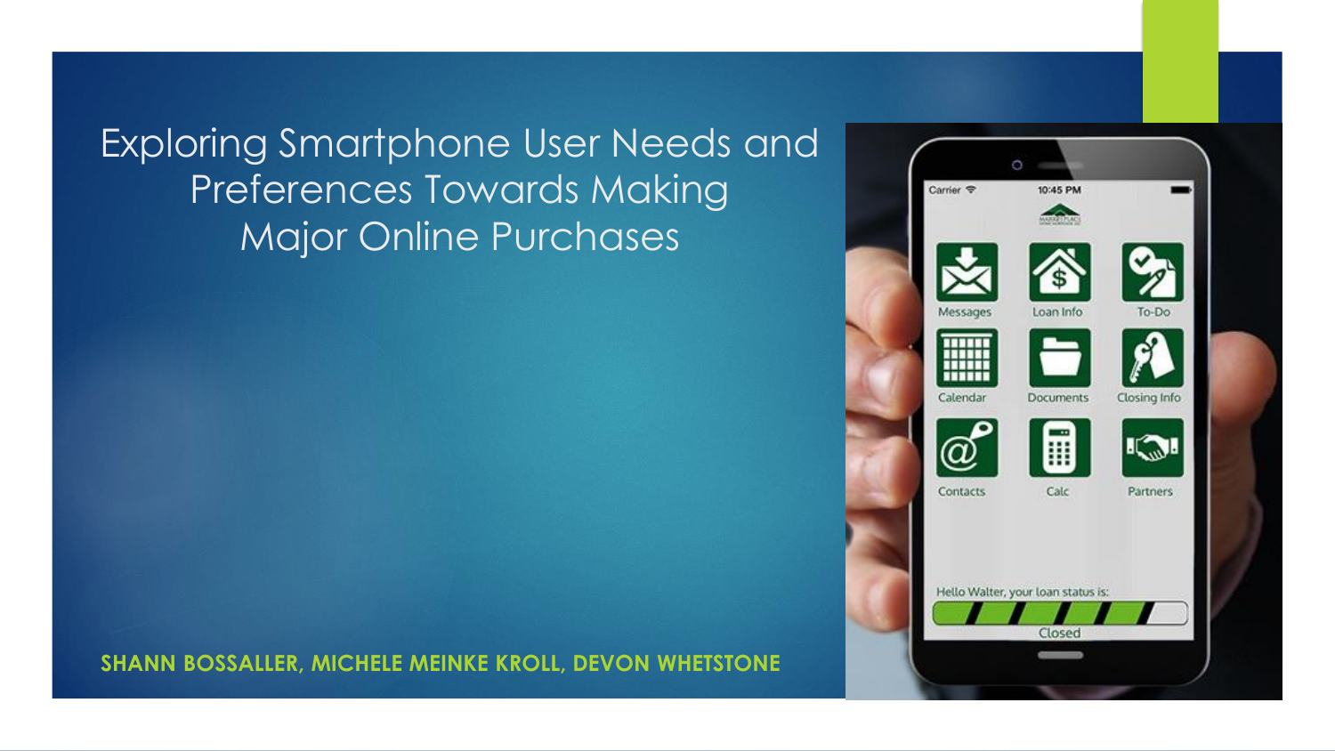# Exploring Smartphone User Needs and Preferences Towards Making Major Online Purchases

**SHANN BOSSALLER, MICHELE MEINKE KROLL, DEVON WHETSTONE**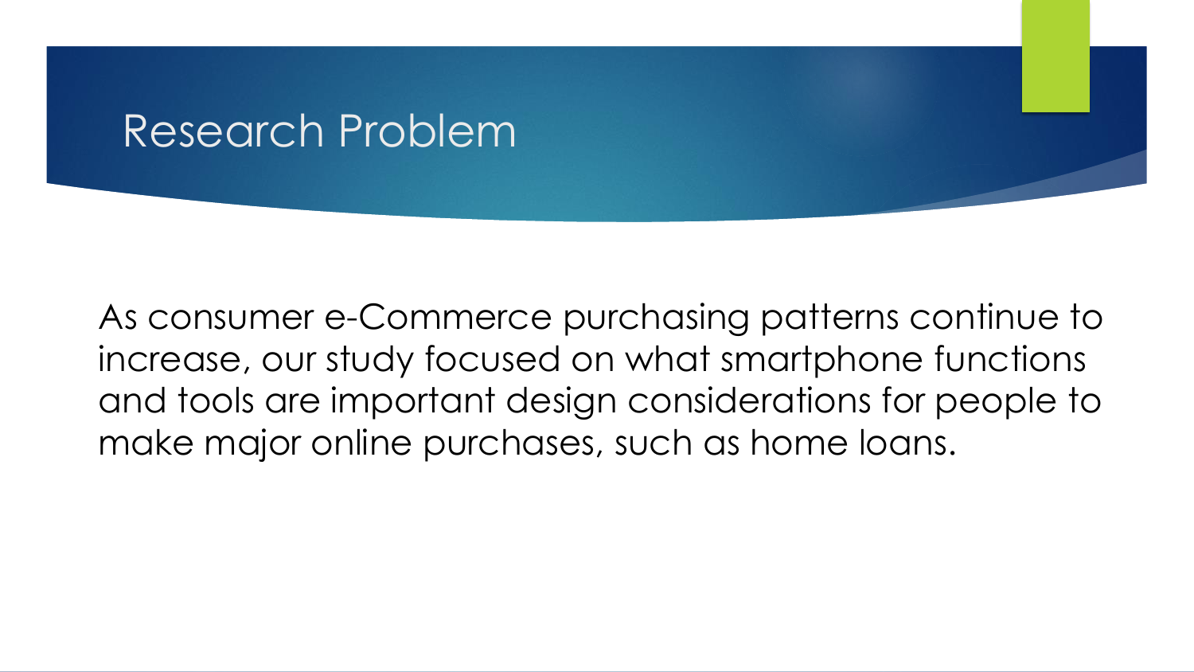# Research Problem

As consumer e-Commerce purchasing patterns continue to increase, our study focused on what smartphone functions and tools are important design considerations for people to make major online purchases, such as home loans.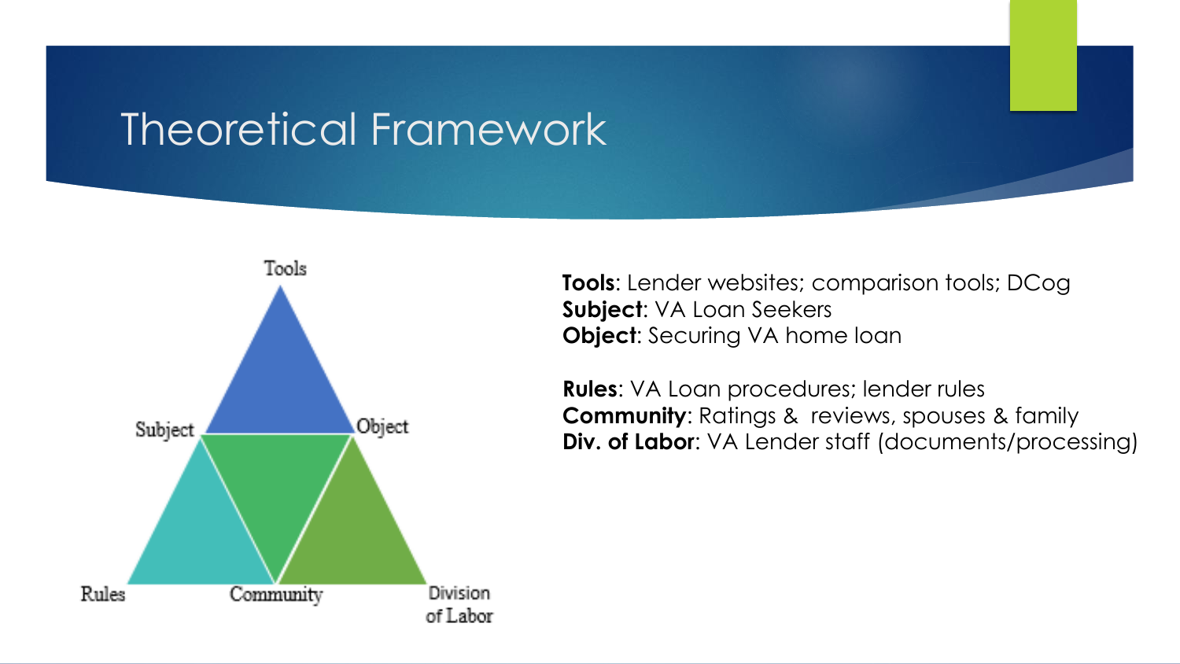# Theoretical Framework

**Tools**: Lender websites; comparison tools; DCog
**Subject**: VA Loan Seekers
**Object**: Securing VA home loan

**Rules**: VA Loan procedures; lender rules
**Community**: Ratings & reviews, spouses & family
**Div. of Labor**: VA Lender staff (documents/processing)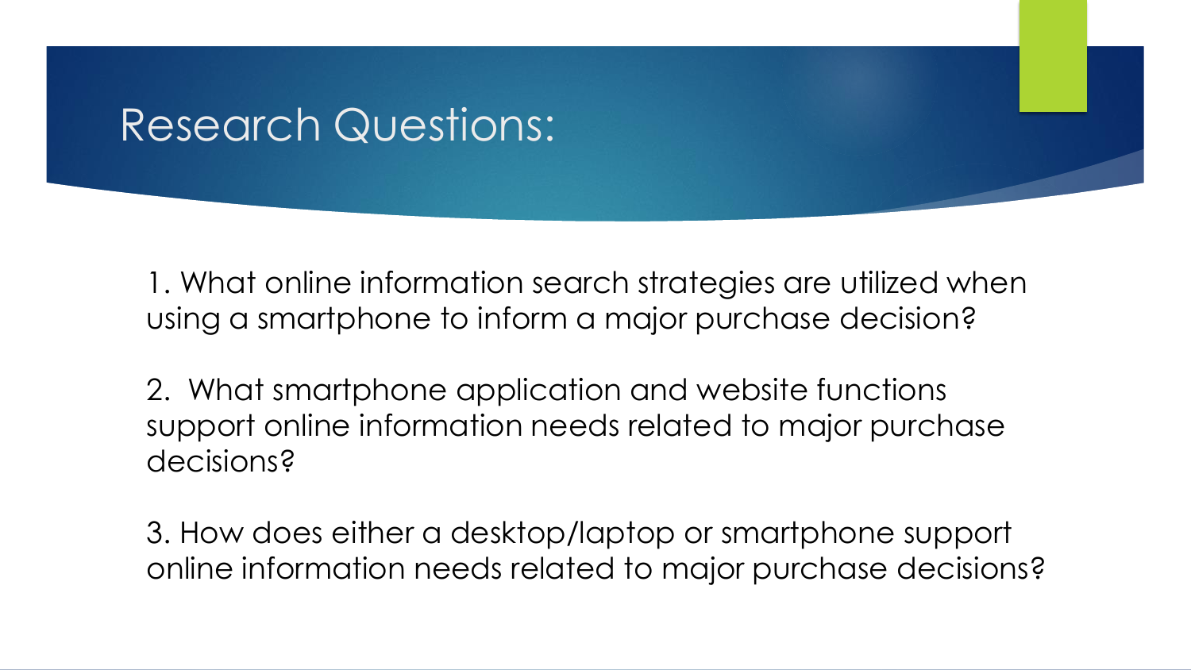# Research Questions:

1. What online information search strategies are utilized when using a smartphone to inform a major purchase decision?

2. What smartphone application and website functions support online information needs related to major purchase decisions?

3. How does either a desktop/laptop or smartphone support online information needs related to major purchase decisions?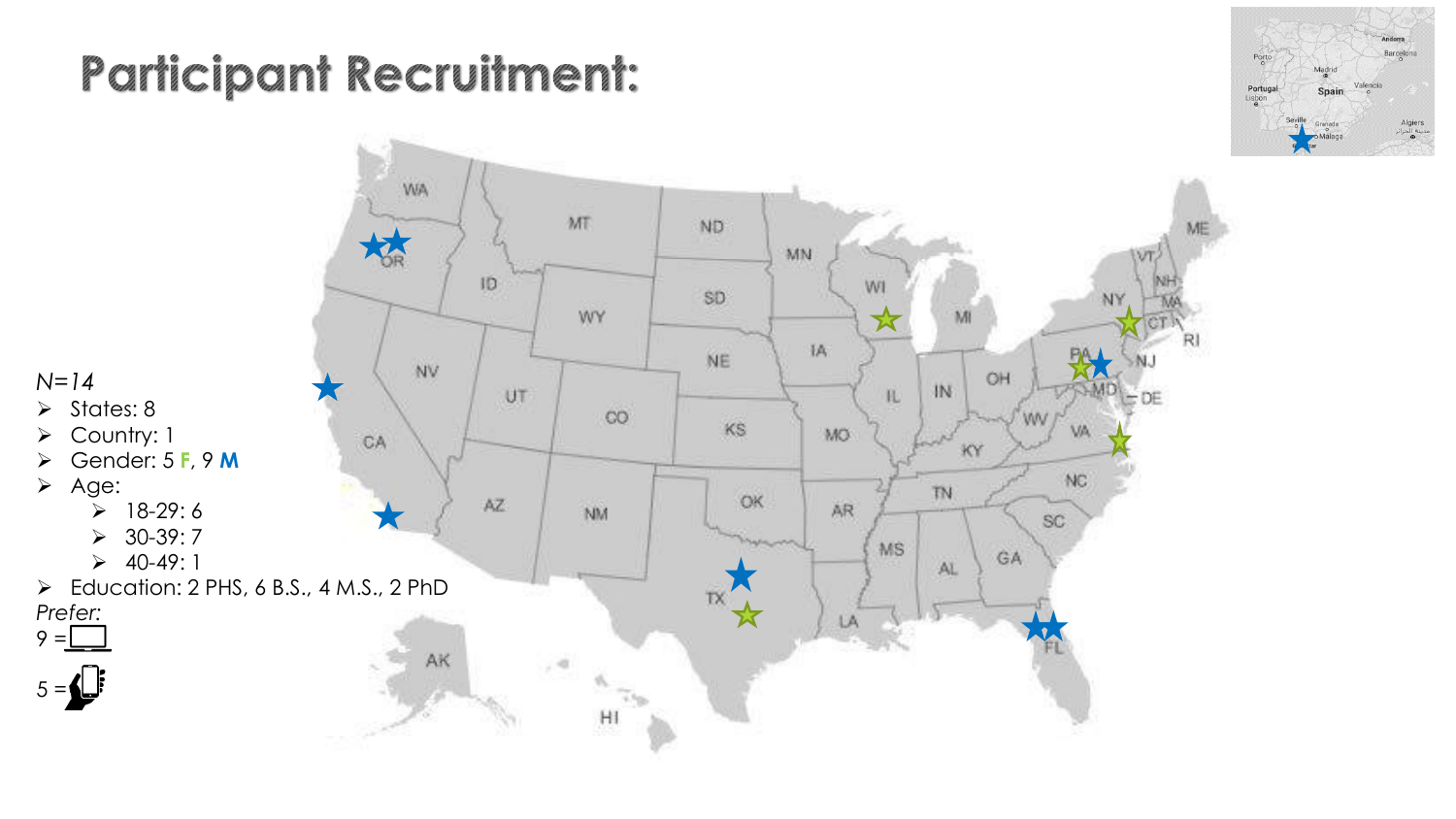# Participant Recruitment:

*N=14*

- States: 8
- Country: 1
- Gender: 5 **F**, 9 **M**
- Age:
  - 18-29: 6
  - 30-39: 7
  - 40-49: 1
- Education: 2 PHS, 6 B.S., 4 M.S., 2 PhD

*Prefer:*

9 = 

5 =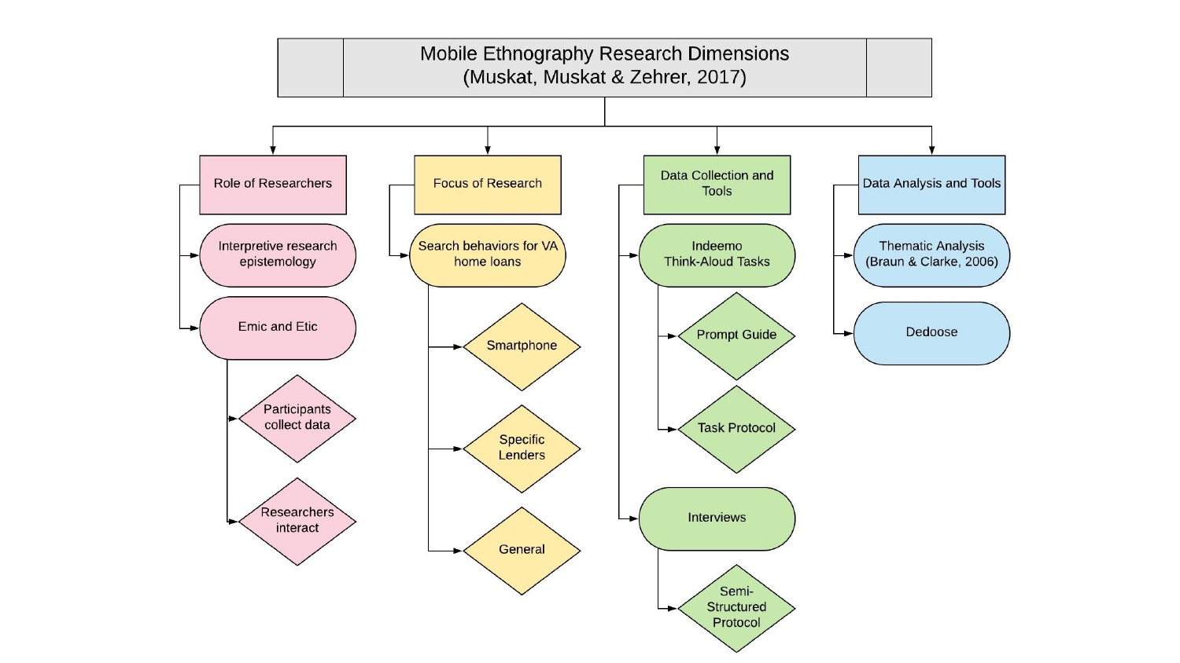# Mobile Ethnography Research Dimensions (Muskat, Muskat & Zehrer, 2017)

- **Role of Researchers**
  - Interpretive research epistemology
  - Emic and Etic
    - Participants collect data
    - Researchers interact
- **Focus of Research**
  - Search behaviors for VA home loans
    - Smartphone
    - Specific Lenders
    - General
- **Data Collection and Tools**
  - Indeemo Think-Aloud Tasks
    - Prompt Guide
    - Task Protocol
  - Interviews
    - Semi-Structured Protocol
- **Data Analysis and Tools**
  - Thematic Analysis (Braun & Clarke, 2006)
  - Dedoose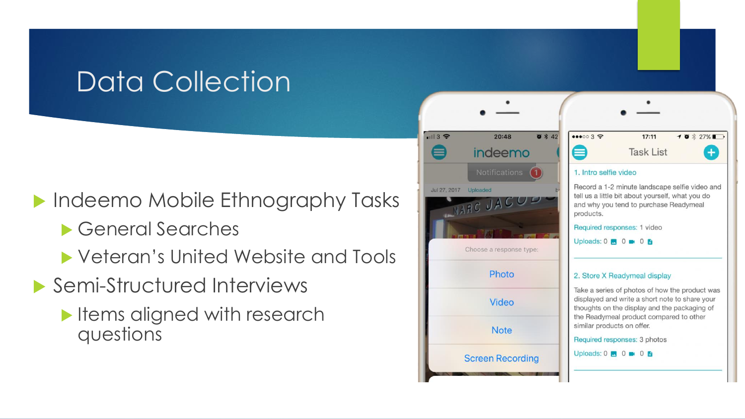# Data Collection

- Indeemo Mobile Ethnography Tasks
  - General Searches
  - Veteran's United Website and Tools
- Semi-Structured Interviews
  - Items aligned with research questions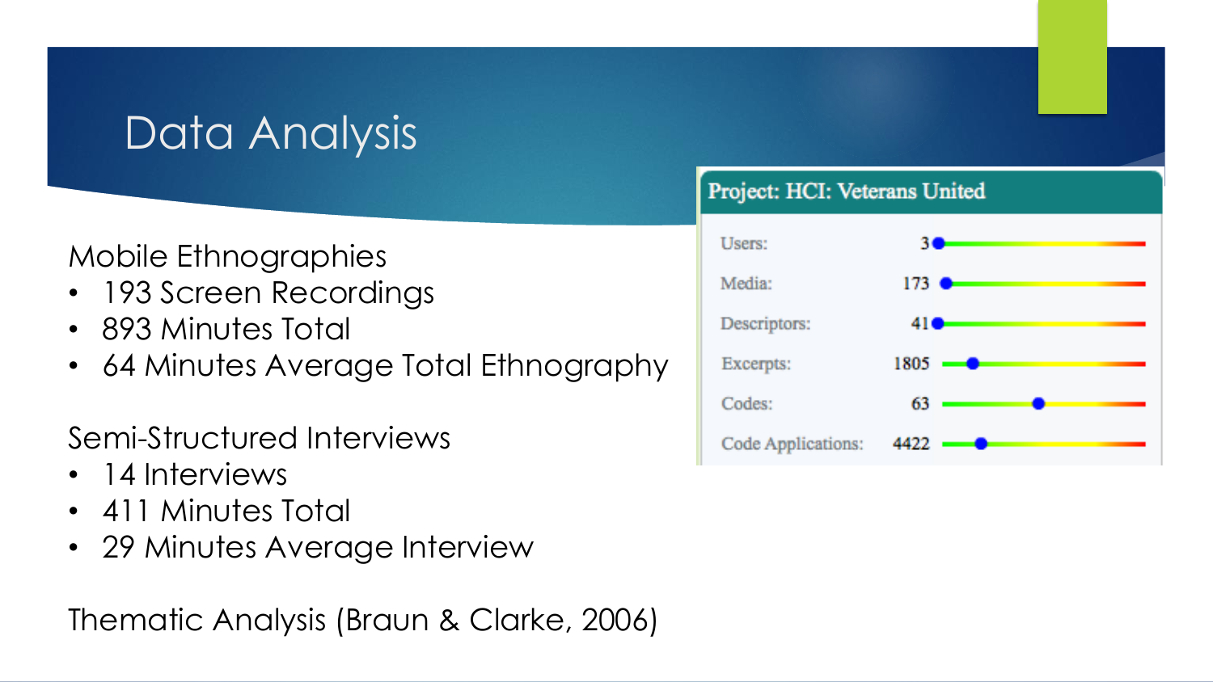# Data Analysis

Mobile Ethnographies

- 193 Screen Recordings
- 893 Minutes Total
- 64 Minutes Average Total Ethnography

Semi-Structured Interviews

- 14 Interviews
- 411 Minutes Total
- 29 Minutes Average Interview

Thematic Analysis (Braun & Clarke, 2006)

**Project: HCI: Veterans United**

| | |
|---|---|
| Users: | 3 |
| Media: | 173 |
| Descriptors: | 41 |
| Excerpts: | 1805 |
| Codes: | 63 |
| Code Applications: | 4422 |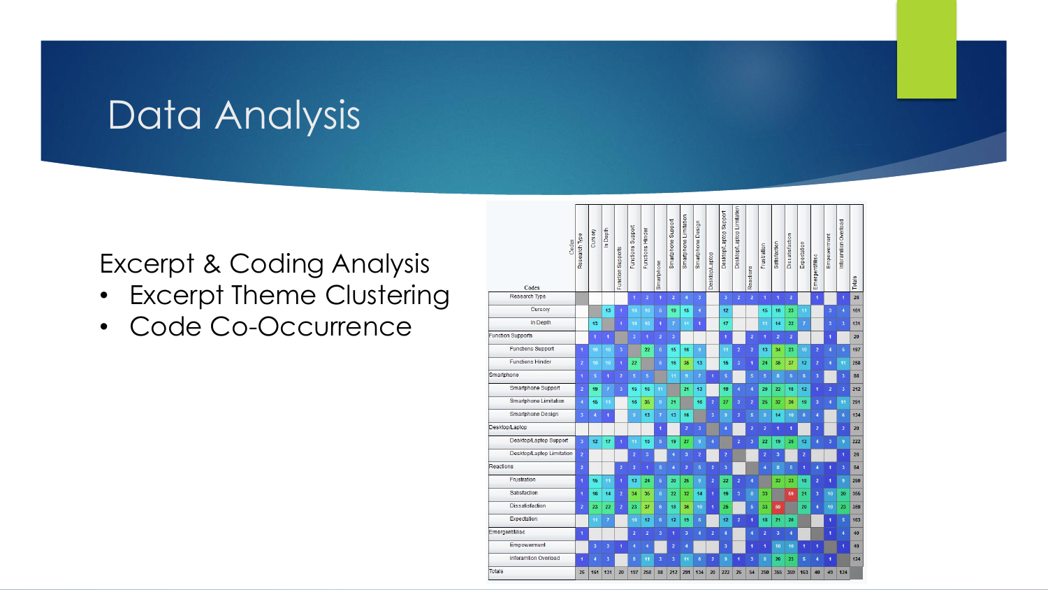# Data Analysis

Excerpt & Coding Analysis

- Excerpt Theme Clustering
- Code Co-Occurrence

| Codes | Research Type | Cursory | In Depth | Function Supports | Functions Support | Functions Hinder | Smartphone | Smartphone Support | Smartphone Limitation | Smartphone Design | Desktop/Laptop | Desktop/Laptop Support | Desktop/Laptop Limitation | Reactions | Frustration | Satisfaction | Dissatisfaction | Expectation | Emergent/Misc | Empowerment | Information Overload | Totals |
|---|---|---|---|---|---|---|---|---|---|---|---|---|---|---|---|---|---|---|---|---|---|---|
| Research Type | | | | | 1 | 2 | 1 | 2 | 4 | 3 | | 3 | 2 | 2 | 1 | 1 | 2 | | 1 | | 1 | 26 |
| Cursory | | | 13 | 1 | 10 | 10 | 5 | 19 | 15 | 4 | | 12 | | | 15 | 16 | 23 | 11 | | 3 | 4 | 161 |
| In Depth | | 13 | | 1 | 10 | 10 | 1 | 7 | 11 | 1 | | 17 | | | 11 | 14 | 22 | 7 | | 3 | 3 | 131 |
| Function Supports | | 1 | 1 | | 3 | 1 | 2 | 3 | | | | 1 | | 2 | 1 | 2 | 2 | | | 1 | | 20 |
| Functions Support | 1 | 10 | 10 | 3 | | 22 | 5 | 15 | 16 | 9 | | 11 | 2 | 2 | 13 | 34 | 23 | 10 | 2 | 4 | 5 | 197 |
| Functions Hinder | 2 | 10 | 10 | 1 | 22 | | 5 | 16 | 35 | 13 | | 15 | 3 | 1 | 24 | 35 | 37 | 12 | 2 | 4 | 11 | 258 |
| Smartphone | 1 | 5 | 1 | 2 | 5 | 5 | | 11 | 9 | 7 | 1 | 5 | | 5 | 5 | 8 | 6 | 6 | 3 | | 3 | 88 |
| Smartphone Support | 2 | 19 | 7 | 3 | 15 | 16 | 11 | | 21 | 13 | | 19 | 4 | 4 | 20 | 22 | 18 | 12 | 1 | 2 | 3 | 212 |
| Smartphone Limitation | 4 | 15 | 11 | | 16 | 35 | 9 | 21 | | 16 | 2 | 27 | 3 | 2 | 25 | 32 | 36 | 19 | 3 | 4 | 11 | 291 |
| Smartphone Design | 3 | 4 | 1 | | 9 | 13 | 7 | 13 | 16 | | 3 | 9 | 2 | 5 | 9 | 14 | 10 | 6 | 4 | | 6 | 134 |
| Desktop/Laptop | | | | | | | 1 | | 2 | 3 | | 4 | | 2 | 2 | 1 | 1 | | 2 | | 2 | 20 |
| Desktop/Laptop Support | 3 | 12 | 17 | 1 | 11 | 15 | 5 | 19 | 27 | 9 | 4 | | 2 | 3 | 22 | 19 | 25 | 12 | 4 | 3 | 9 | 222 |
| Desktop/Laptop Limitation | 2 | | | | 2 | 3 | | 4 | 3 | 2 | | 2 | | | 2 | 3 | | 2 | | | 1 | 26 |
| Reactions | 2 | | | 2 | 2 | 1 | 5 | 4 | 2 | 5 | 2 | 3 | | | 4 | 8 | 5 | 1 | 4 | 1 | 3 | 54 |
| Frustration | 1 | 15 | 11 | 1 | 13 | 24 | 5 | 20 | 25 | 9 | 2 | 22 | 2 | 4 | | 33 | 33 | 18 | 2 | 1 | 9 | 250 |
| Satisfaction | 1 | 16 | 14 | 2 | 34 | 35 | 8 | 22 | 32 | 14 | 1 | 19 | 3 | 8 | 33 | | 59 | 21 | 3 | 10 | 20 | 355 |
| Dissatisfaction | 2 | 23 | 22 | 2 | 23 | 37 | 6 | 18 | 36 | 10 | 1 | 25 | | 5 | 33 | 59 | | 20 | 4 | 10 | 23 | 359 |
| Expectation | | 11 | 7 | | 10 | 12 | 6 | 12 | 19 | 6 | | 12 | 2 | 1 | 18 | 21 | 20 | | | 1 | 5 | 163 |
| Emergent/Misc | 1 | | | | 2 | 2 | 3 | 1 | 3 | 4 | 2 | 4 | | 4 | 2 | 3 | 4 | | | 1 | 4 | 40 |
| Empowerment | | 3 | 3 | 1 | 4 | 4 | | 2 | 4 | | | 3 | | 1 | 1 | 10 | 10 | 1 | 1 | | 1 | 49 |
| Information Overload | 1 | 4 | 3 | | 5 | 11 | 3 | 3 | 11 | 6 | 2 | 9 | 1 | 3 | 9 | 20 | 23 | 5 | 4 | 1 | | 124 |
| Totals | 26 | 161 | 131 | 20 | 197 | 258 | 88 | 212 | 291 | 134 | 20 | 222 | 26 | 54 | 250 | 355 | 359 | 163 | 40 | 49 | 124 | |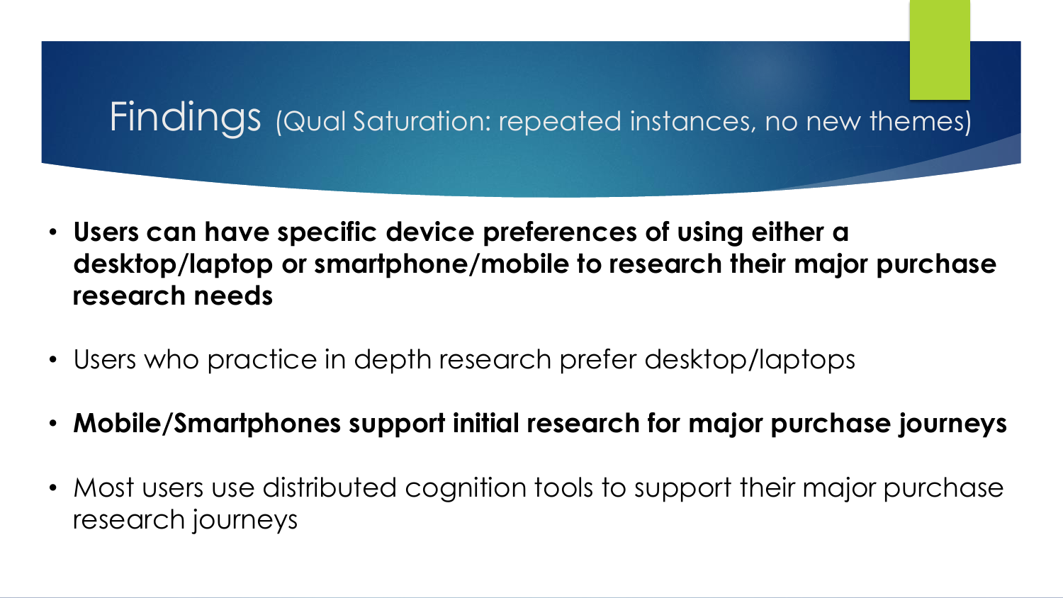# Findings (Qual Saturation: repeated instances, no new themes)

- **Users can have specific device preferences of using either a desktop/laptop or smartphone/mobile to research their major purchase research needs**
- Users who practice in depth research prefer desktop/laptops
- **Mobile/Smartphones support initial research for major purchase journeys**
- Most users use distributed cognition tools to support their major purchase research journeys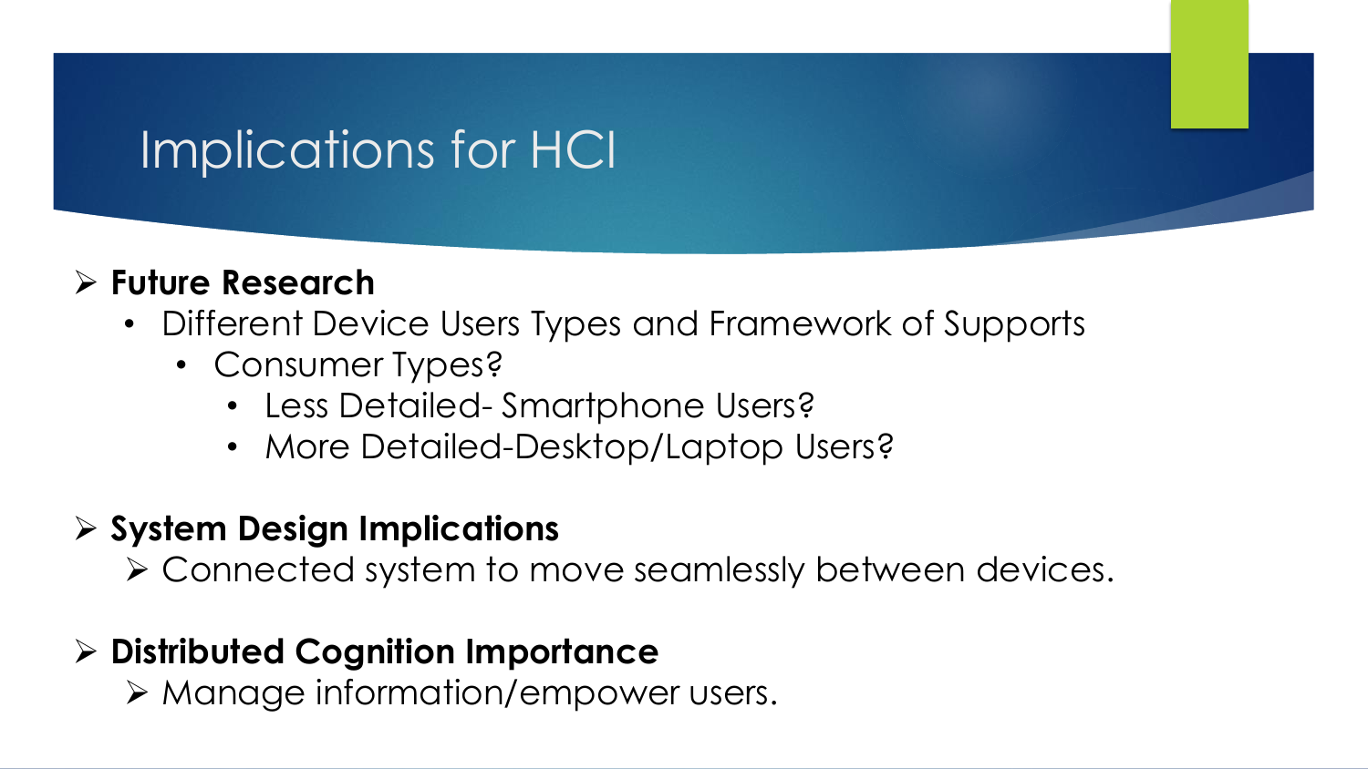# Implications for HCI

- **Future Research**
  - Different Device Users Types and Framework of Supports
    - Consumer Types?
      - Less Detailed- Smartphone Users?
      - More Detailed-Desktop/Laptop Users?

- **System Design Implications**
  - Connected system to move seamlessly between devices.

- **Distributed Cognition Importance**
  - Manage information/empower users.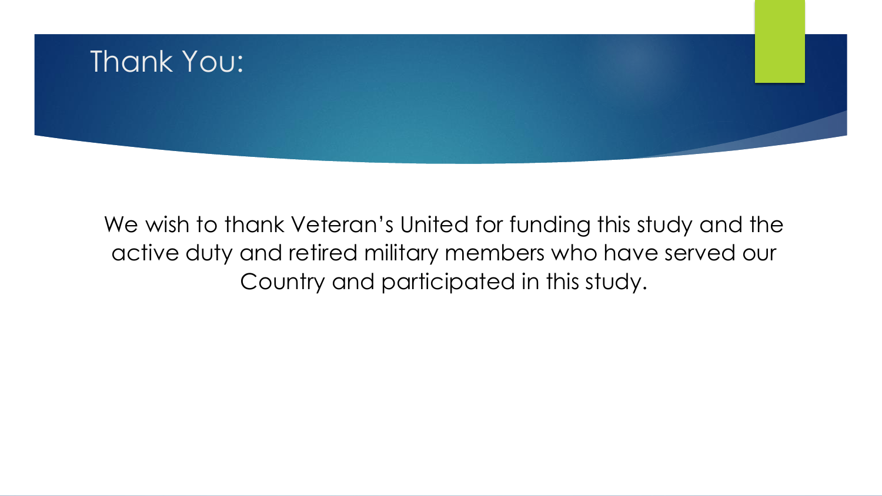# Thank You:

We wish to thank Veteran's United for funding this study and the active duty and retired military members who have served our Country and participated in this study.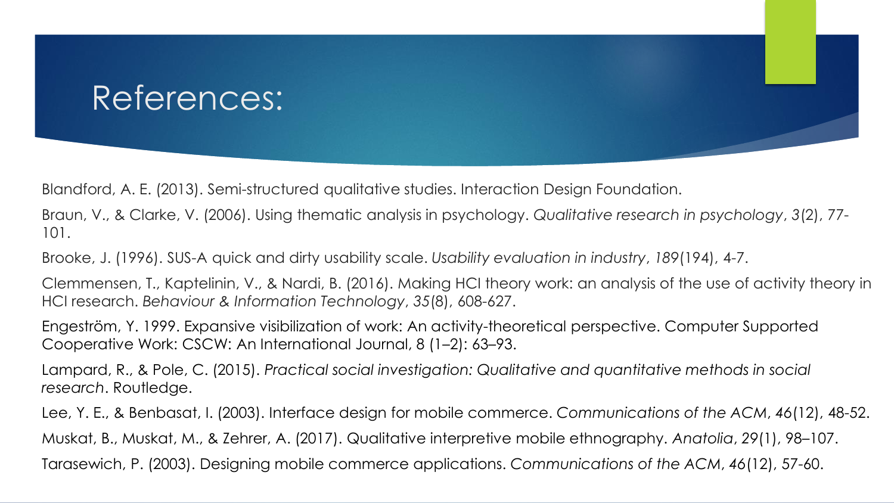# References:

Blandford, A. E. (2013). Semi-structured qualitative studies. Interaction Design Foundation.

Braun, V., & Clarke, V. (2006). Using thematic analysis in psychology. *Qualitative research in psychology*, *3*(2), 77-101.

Brooke, J. (1996). SUS-A quick and dirty usability scale. *Usability evaluation in industry*, *189*(194), 4-7.

Clemmensen, T., Kaptelinin, V., & Nardi, B. (2016). Making HCI theory work: an analysis of the use of activity theory in HCI research. *Behaviour & Information Technology*, *35*(8), 608-627.

Engeström, Y. 1999. Expansive visibilization of work: An activity-theoretical perspective. Computer Supported Cooperative Work: CSCW: An International Journal, 8 (1–2): 63–93.

Lampard, R., & Pole, C. (2015). *Practical social investigation: Qualitative and quantitative methods in social research*. Routledge.

Lee, Y. E., & Benbasat, I. (2003). Interface design for mobile commerce. *Communications of the ACM*, *46*(12), 48-52.

Muskat, B., Muskat, M., & Zehrer, A. (2017). Qualitative interpretive mobile ethnography. *Anatolia*, *29*(1), 98–107.

Tarasewich, P. (2003). Designing mobile commerce applications. *Communications of the ACM*, *46*(12), 57-60.